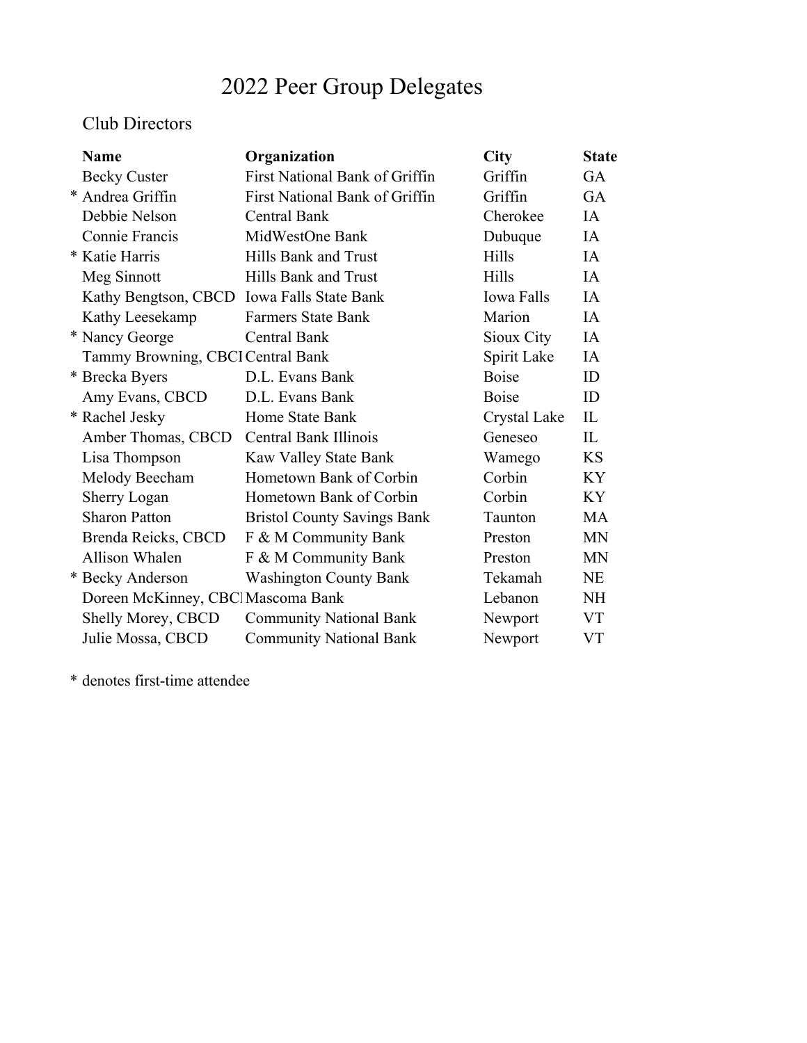# 2022 Peer Group Delegates

## Club Directors

| | Name | Organization | City | State |
|---|---|---|---|---|
| | Becky Custer | First National Bank of Griffin | Griffin | GA |
| * | Andrea Griffin | First National Bank of Griffin | Griffin | GA |
| | Debbie Nelson | Central Bank | Cherokee | IA |
| | Connie Francis | MidWestOne Bank | Dubuque | IA |
| * | Katie Harris | Hills Bank and Trust | Hills | IA |
| | Meg Sinnott | Hills Bank and Trust | Hills | IA |
| | Kathy Bengtson, CBCD | Iowa Falls State Bank | Iowa Falls | IA |
| | Kathy Leesekamp | Farmers State Bank | Marion | IA |
| * | Nancy George | Central Bank | Sioux City | IA |
| | Tammy Browning, CBCI | Central Bank | Spirit Lake | IA |
| * | Brecka Byers | D.L. Evans Bank | Boise | ID |
| | Amy Evans, CBCD | D.L. Evans Bank | Boise | ID |
| * | Rachel Jesky | Home State Bank | Crystal Lake | IL |
| | Amber Thomas, CBCD | Central Bank Illinois | Geneseo | IL |
| | Lisa Thompson | Kaw Valley State Bank | Wamego | KS |
| | Melody Beecham | Hometown Bank of Corbin | Corbin | KY |
| | Sherry Logan | Hometown Bank of Corbin | Corbin | KY |
| | Sharon Patton | Bristol County Savings Bank | Taunton | MA |
| | Brenda Reicks, CBCD | F & M Community Bank | Preston | MN |
| | Allison Whalen | F & M Community Bank | Preston | MN |
| * | Becky Anderson | Washington County Bank | Tekamah | NE |
| | Doreen McKinney, CBCI | Mascoma Bank | Lebanon | NH |
| | Shelly Morey, CBCD | Community National Bank | Newport | VT |
| | Julie Mossa, CBCD | Community National Bank | Newport | VT |

* denotes first-time attendee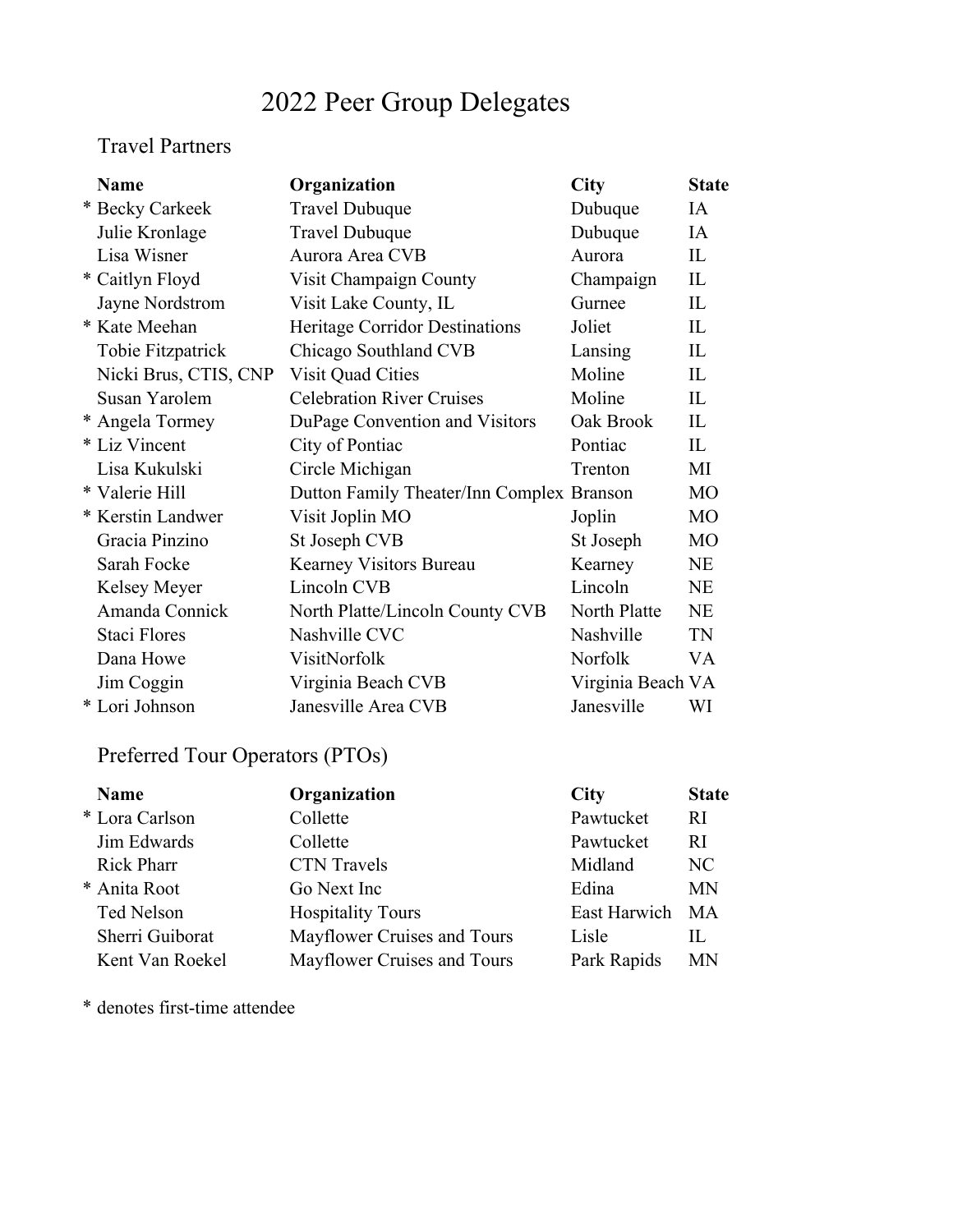# 2022 Peer Group Delegates

## Travel Partners

| | Name | Organization | City | State |
|---|---|---|---|---|
| * | Becky Carkeek | Travel Dubuque | Dubuque | IA |
| | Julie Kronlage | Travel Dubuque | Dubuque | IA |
| | Lisa Wisner | Aurora Area CVB | Aurora | IL |
| * | Caitlyn Floyd | Visit Champaign County | Champaign | IL |
| | Jayne Nordstrom | Visit Lake County, IL | Gurnee | IL |
| * | Kate Meehan | Heritage Corridor Destinations | Joliet | IL |
| | Tobie Fitzpatrick | Chicago Southland CVB | Lansing | IL |
| | Nicki Brus, CTIS, CNP | Visit Quad Cities | Moline | IL |
| | Susan Yarolem | Celebration River Cruises | Moline | IL |
| * | Angela Tormey | DuPage Convention and Visitors | Oak Brook | IL |
| * | Liz Vincent | City of Pontiac | Pontiac | IL |
| | Lisa Kukulski | Circle Michigan | Trenton | MI |
| * | Valerie Hill | Dutton Family Theater/Inn Complex | Branson | MO |
| * | Kerstin Landwer | Visit Joplin MO | Joplin | MO |
| | Gracia Pinzino | St Joseph CVB | St Joseph | MO |
| | Sarah Focke | Kearney Visitors Bureau | Kearney | NE |
| | Kelsey Meyer | Lincoln CVB | Lincoln | NE |
| | Amanda Connick | North Platte/Lincoln County CVB | North Platte | NE |
| | Staci Flores | Nashville CVC | Nashville | TN |
| | Dana Howe | VisitNorfolk | Norfolk | VA |
| | Jim Coggin | Virginia Beach CVB | Virginia Beach | VA |
| * | Lori Johnson | Janesville Area CVB | Janesville | WI |

## Preferred Tour Operators (PTOs)

| | Name | Organization | City | State |
|---|---|---|---|---|
| * | Lora Carlson | Collette | Pawtucket | RI |
| | Jim Edwards | Collette | Pawtucket | RI |
| | Rick Pharr | CTN Travels | Midland | NC |
| * | Anita Root | Go Next Inc | Edina | MN |
| | Ted Nelson | Hospitality Tours | East Harwich | MA |
| | Sherri Guiborat | Mayflower Cruises and Tours | Lisle | IL |
| | Kent Van Roekel | Mayflower Cruises and Tours | Park Rapids | MN |

* denotes first-time attendee